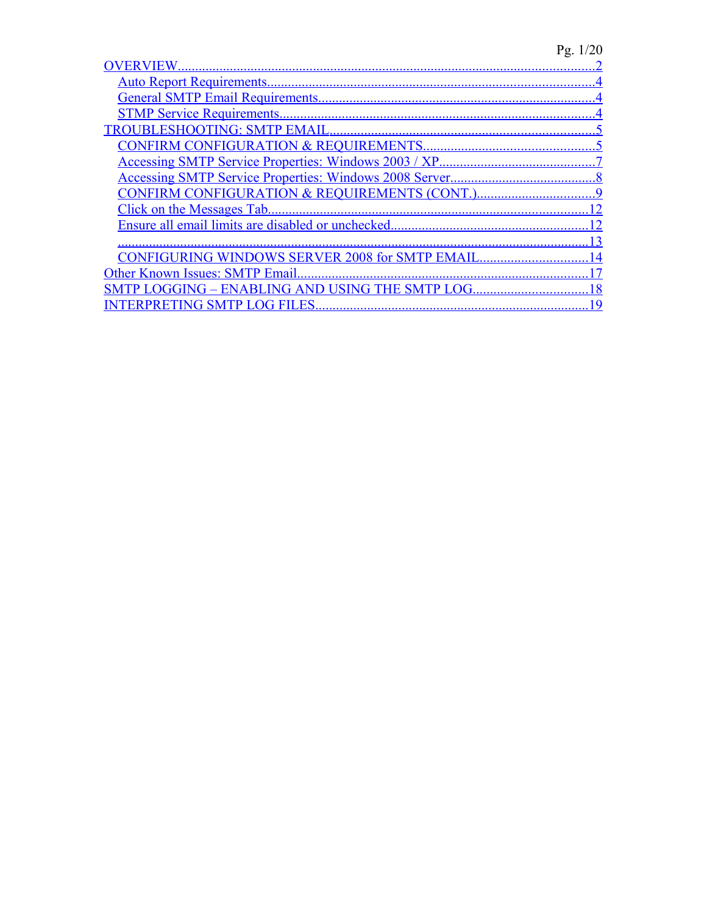- [OVERVIEW](#) ........................................................................................................................ 2
  - [Auto Report Requirements](#) ............................................................................................. 4
  - [General SMTP Email Requirements](#) ............................................................................... 4
  - [STMP Service Requirements](#) .......................................................................................... 4
- [TROUBLESHOOTING: SMTP EMAIL](#) ........................................................................... 5
  - [CONFIRM CONFIGURATION & REQUIREMENTS](#) ................................................. 5
  - [Accessing SMTP Service Properties: Windows 2003 / XP](#) ............................................ 7
  - [Accessing SMTP Service Properties: Windows 2008 Server](#) ......................................... 8
  - [CONFIRM CONFIGURATION & REQUIREMENTS (CONT.)](#) ................................. 9
  - [Click on the Messages Tab](#) ............................................................................................ 12
  - [Ensure all email limits are disabled or unchecked](#) ......................................................... 12
  - [.........................................................................................................................................13](#)
  - [CONFIGURING WINDOWS SERVER 2008 for SMTP EMAIL](#) .............................. 14
- [Other Known Issues: SMTP Email](#) ................................................................................... 17
- [SMTP LOGGING – ENABLING AND USING THE SMTP LOG](#) ................................. 18
- [INTERPRETING SMTP LOG FILES](#) ............................................................................... 19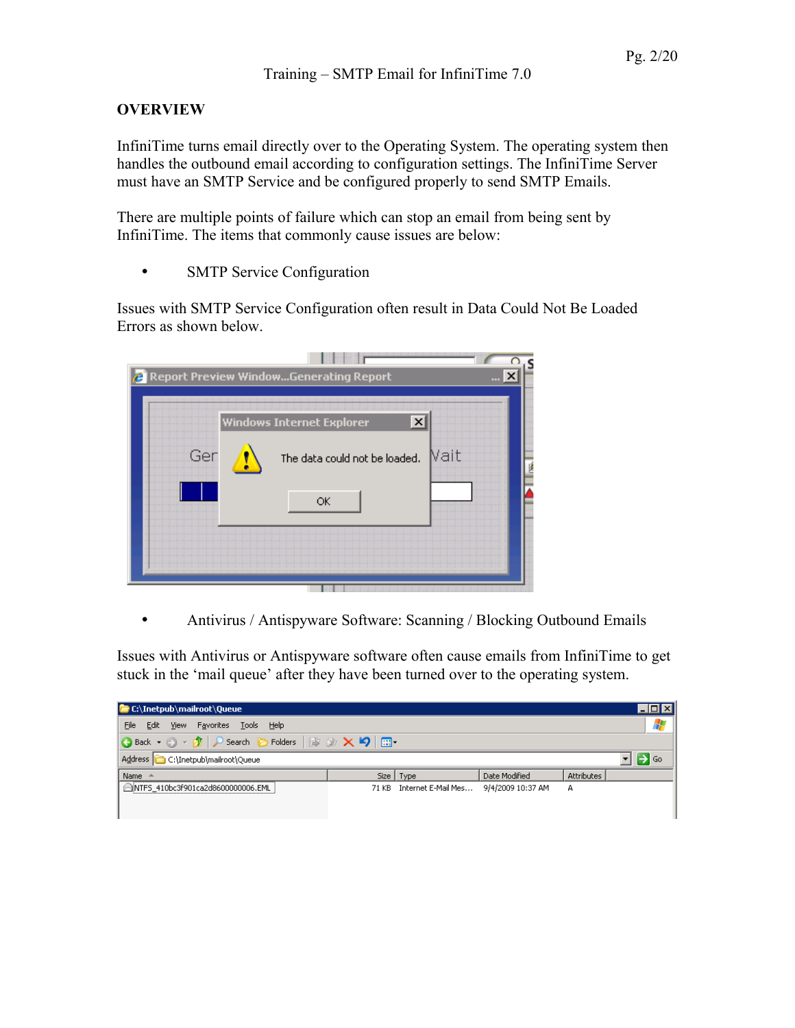## OVERVIEW

InfiniTime turns email directly over to the Operating System. The operating system then handles the outbound email according to configuration settings. The InfiniTime Server must have an SMTP Service and be configured properly to send SMTP Emails.

There are multiple points of failure which can stop an email from being sent by InfiniTime. The items that commonly cause issues are below:

- SMTP Service Configuration

Issues with SMTP Service Configuration often result in Data Could Not Be Loaded Errors as shown below.

- Antivirus / Antispyware Software: Scanning / Blocking Outbound Emails

Issues with Antivirus or Antispyware software often cause emails from InfiniTime to get stuck in the 'mail queue' after they have been turned over to the operating system.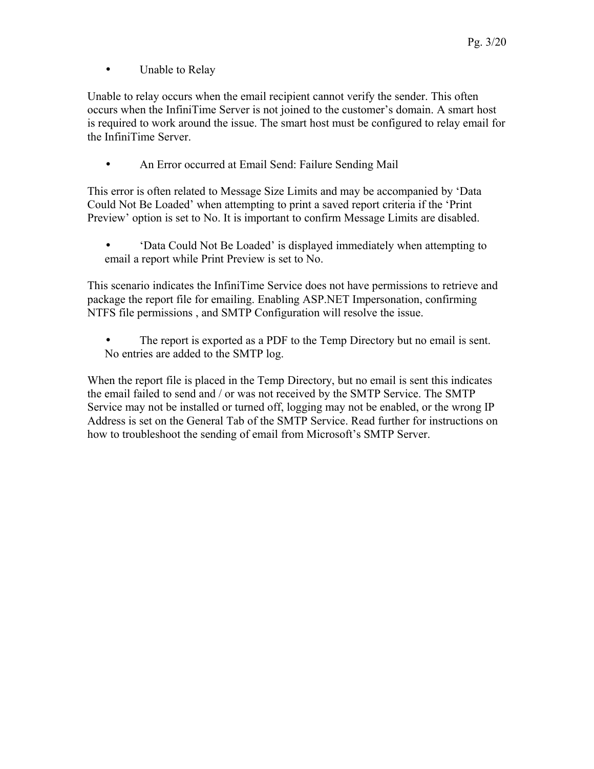- Unable to Relay

Unable to relay occurs when the email recipient cannot verify the sender. This often occurs when the InfiniTime Server is not joined to the customer's domain. A smart host is required to work around the issue. The smart host must be configured to relay email for the InfiniTime Server.

- An Error occurred at Email Send: Failure Sending Mail

This error is often related to Message Size Limits and may be accompanied by 'Data Could Not Be Loaded' when attempting to print a saved report criteria if the 'Print Preview' option is set to No. It is important to confirm Message Limits are disabled.

- 'Data Could Not Be Loaded' is displayed immediately when attempting to email a report while Print Preview is set to No.

This scenario indicates the InfiniTime Service does not have permissions to retrieve and package the report file for emailing. Enabling ASP.NET Impersonation, confirming NTFS file permissions , and SMTP Configuration will resolve the issue.

- The report is exported as a PDF to the Temp Directory but no email is sent. No entries are added to the SMTP log.

When the report file is placed in the Temp Directory, but no email is sent this indicates the email failed to send and / or was not received by the SMTP Service. The SMTP Service may not be installed or turned off, logging may not be enabled, or the wrong IP Address is set on the General Tab of the SMTP Service. Read further for instructions on how to troubleshoot the sending of email from Microsoft's SMTP Server.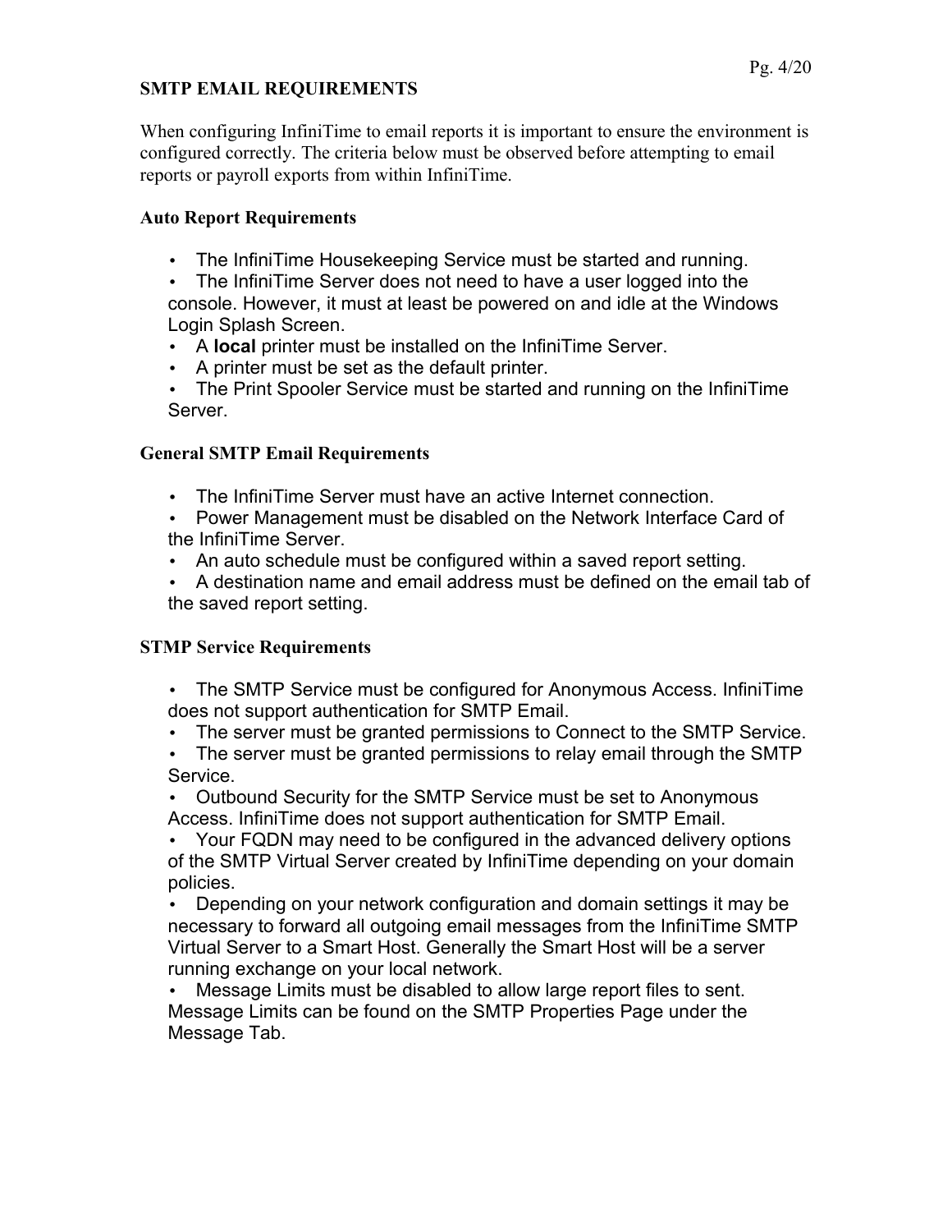## SMTP EMAIL REQUIREMENTS

When configuring InfiniTime to email reports it is important to ensure the environment is configured correctly. The criteria below must be observed before attempting to email reports or payroll exports from within InfiniTime.

### Auto Report Requirements

- The InfiniTime Housekeeping Service must be started and running.
- The InfiniTime Server does not need to have a user logged into the console. However, it must at least be powered on and idle at the Windows Login Splash Screen.
- A **local** printer must be installed on the InfiniTime Server.
- A printer must be set as the default printer.
- The Print Spooler Service must be started and running on the InfiniTime Server.

### General SMTP Email Requirements

- The InfiniTime Server must have an active Internet connection.
- Power Management must be disabled on the Network Interface Card of the InfiniTime Server.
- An auto schedule must be configured within a saved report setting.
- A destination name and email address must be defined on the email tab of the saved report setting.

### STMP Service Requirements

- The SMTP Service must be configured for Anonymous Access. InfiniTime does not support authentication for SMTP Email.
- The server must be granted permissions to Connect to the SMTP Service.
- The server must be granted permissions to relay email through the SMTP Service.
- Outbound Security for the SMTP Service must be set to Anonymous Access. InfiniTime does not support authentication for SMTP Email.
- Your FQDN may need to be configured in the advanced delivery options of the SMTP Virtual Server created by InfiniTime depending on your domain policies.
- Depending on your network configuration and domain settings it may be necessary to forward all outgoing email messages from the InfiniTime SMTP Virtual Server to a Smart Host. Generally the Smart Host will be a server running exchange on your local network.
- Message Limits must be disabled to allow large report files to sent. Message Limits can be found on the SMTP Properties Page under the Message Tab.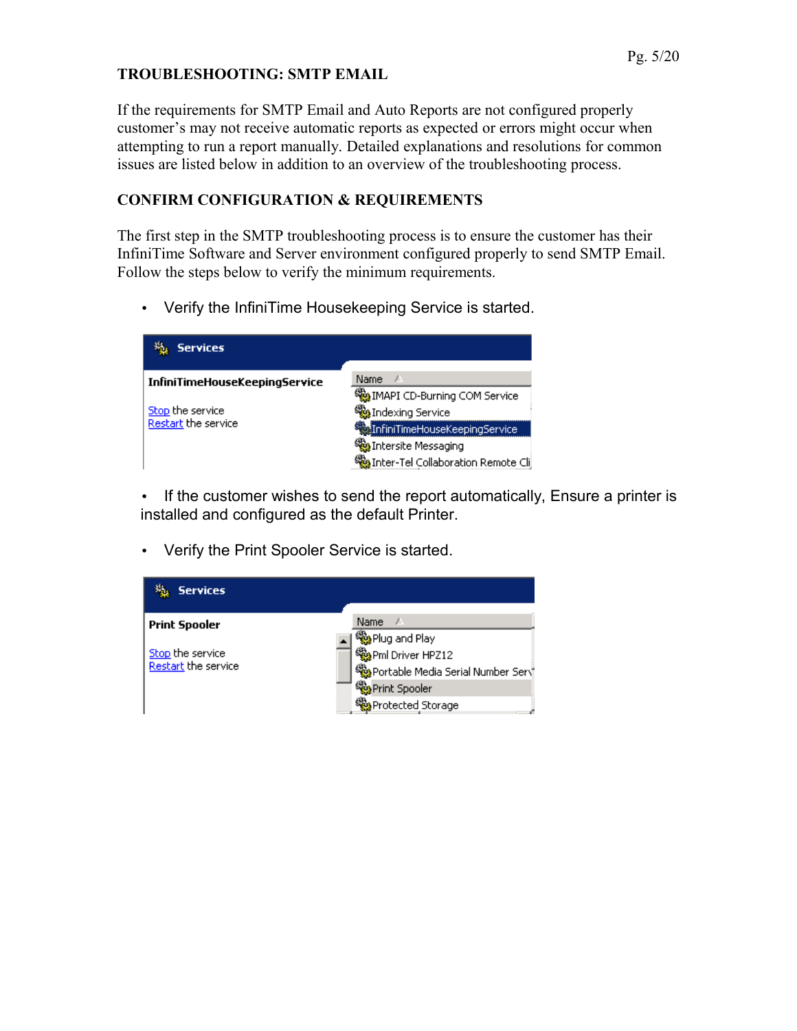## TROUBLESHOOTING: SMTP EMAIL

If the requirements for SMTP Email and Auto Reports are not configured properly customer's may not receive automatic reports as expected or errors might occur when attempting to run a report manually. Detailed explanations and resolutions for common issues are listed below in addition to an overview of the troubleshooting process.

## CONFIRM CONFIGURATION & REQUIREMENTS

The first step in the SMTP troubleshooting process is to ensure the customer has their InfiniTime Software and Server environment configured properly to send SMTP Email. Follow the steps below to verify the minimum requirements.

- Verify the InfiniTime Housekeeping Service is started.

- If the customer wishes to send the report automatically, Ensure a printer is installed and configured as the default Printer.

- Verify the Print Spooler Service is started.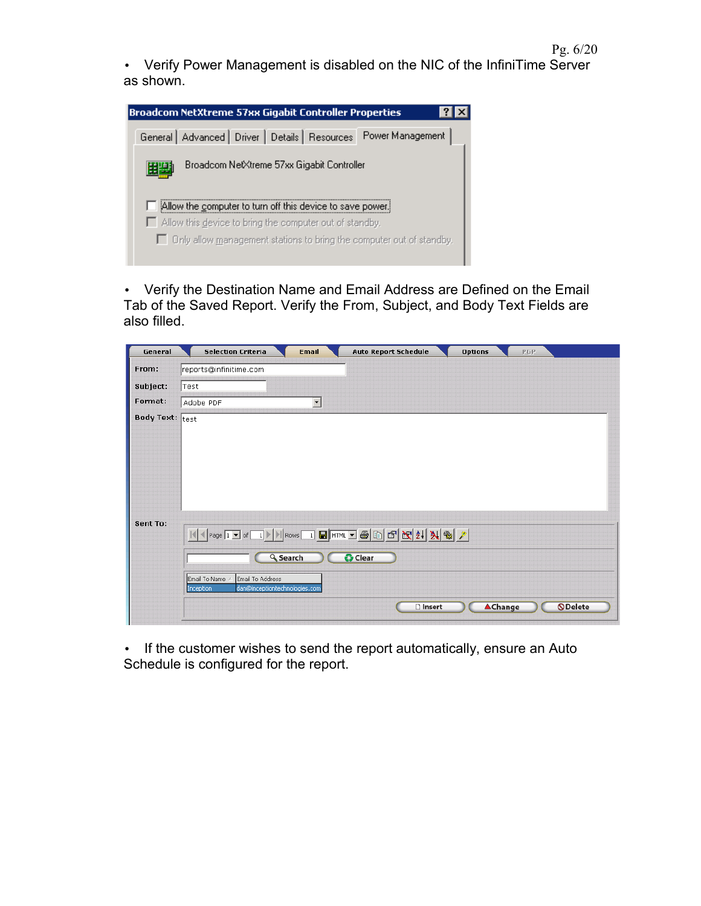- Verify Power Management is disabled on the NIC of the InfiniTime Server as shown.

- Verify the Destination Name and Email Address are Defined on the Email Tab of the Saved Report. Verify the From, Subject, and Body Text Fields are also filled.

- If the customer wishes to send the report automatically, ensure an Auto Schedule is configured for the report.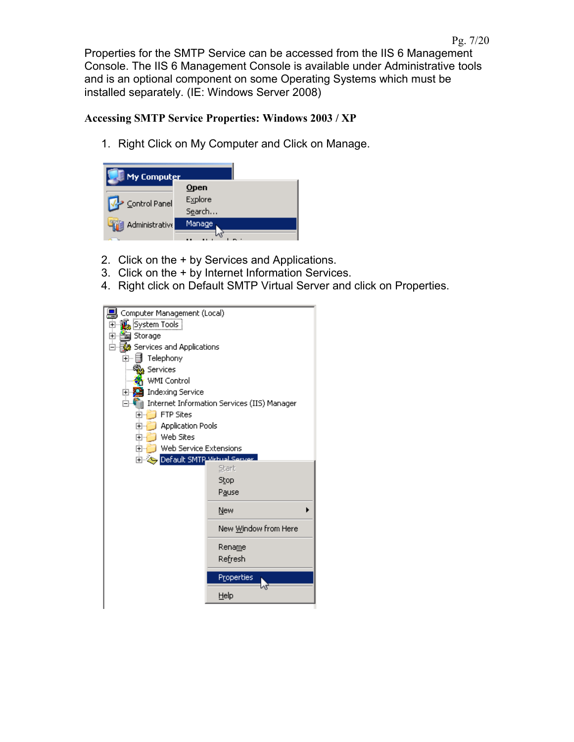Properties for the SMTP Service can be accessed from the IIS 6 Management Console. The IIS 6 Management Console is available under Administrative tools and is an optional component on some Operating Systems which must be installed separately. (IE: Windows Server 2008)

### Accessing SMTP Service Properties: Windows 2003 / XP

1. Right Click on My Computer and Click on Manage.

2. Click on the + by Services and Applications.
3. Click on the + by Internet Information Services.
4. Right click on Default SMTP Virtual Server and click on Properties.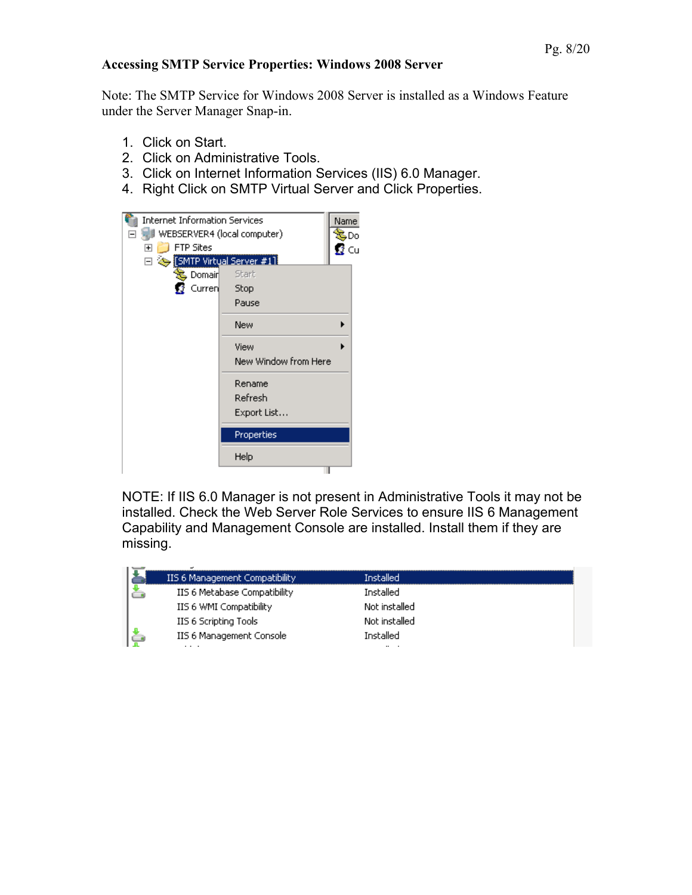**Accessing SMTP Service Properties: Windows 2008 Server**

Note: The SMTP Service for Windows 2008 Server is installed as a Windows Feature under the Server Manager Snap-in.

1. Click on Start.
2. Click on Administrative Tools.
3. Click on Internet Information Services (IIS) 6.0 Manager.
4. Right Click on SMTP Virtual Server and Click Properties.

NOTE: If IIS 6.0 Manager is not present in Administrative Tools it may not be installed. Check the Web Server Role Services to ensure IIS 6 Management Capability and Management Console are installed. Install them if they are missing.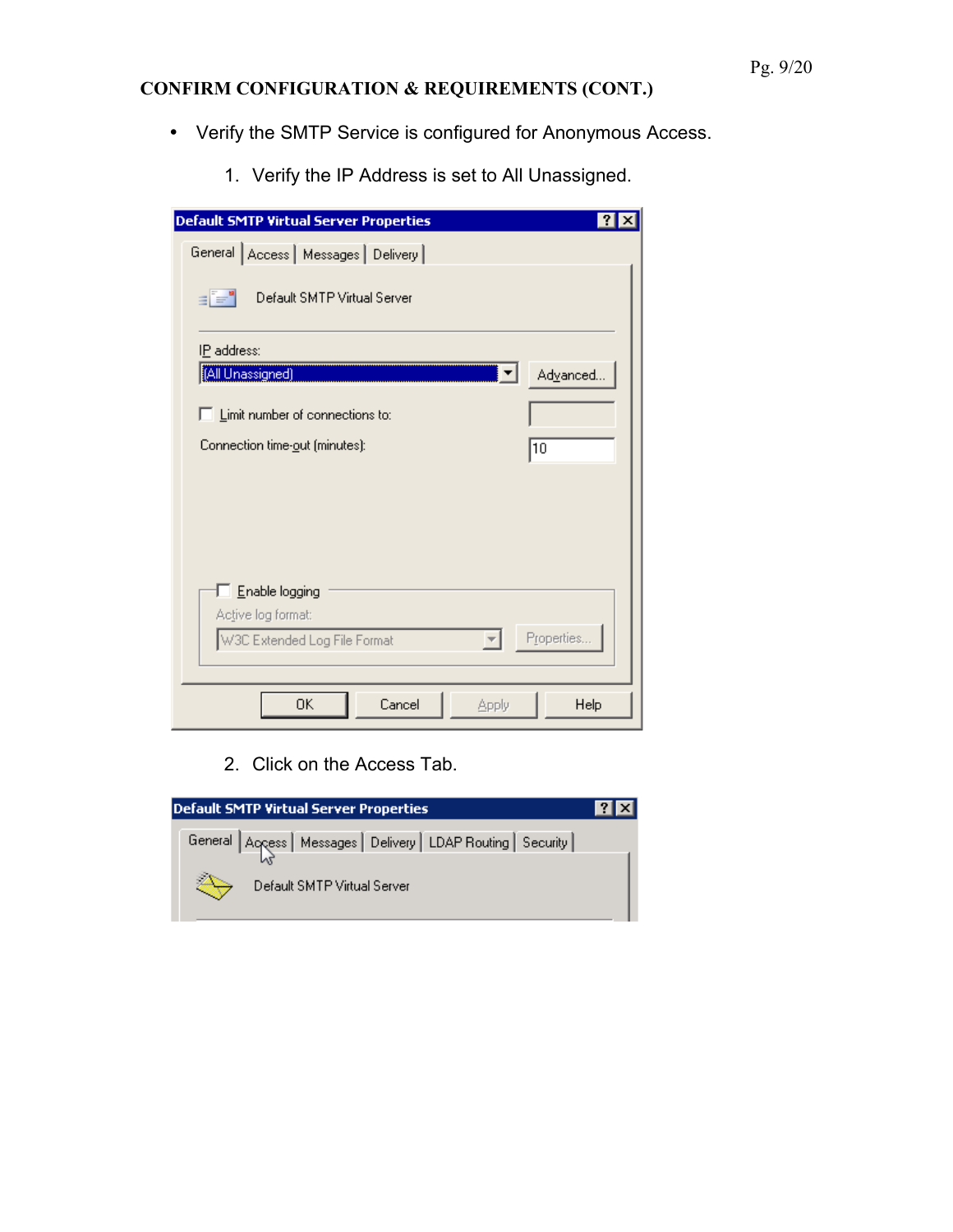## CONFIRM CONFIGURATION & REQUIREMENTS (CONT.)

- Verify the SMTP Service is configured for Anonymous Access.

  1. Verify the IP Address is set to All Unassigned.

  2. Click on the Access Tab.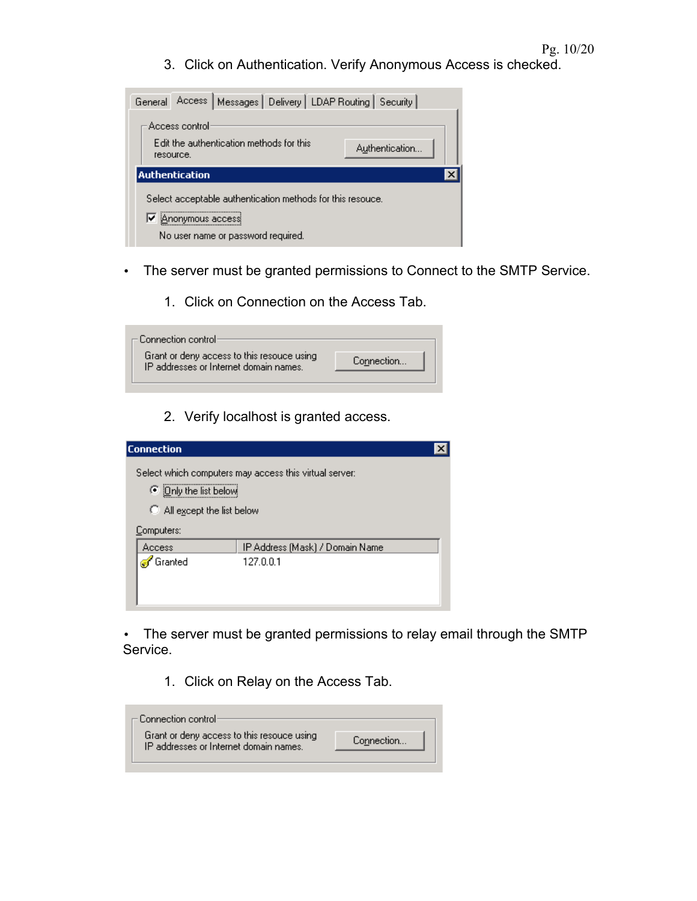3. Click on Authentication. Verify Anonymous Access is checked.

General | Access | Messages | Delivery | LDAP Routing | Security

Access control

Edit the authentication methods for this resource. [Authentication...]

**Authentication**

Select acceptable authentication methods for this resouce.

☑ Anonymous access

No user name or password required.

- The server must be granted permissions to Connect to the SMTP Service.

1. Click on Connection on the Access Tab.

Connection control

Grant or deny access to this resouce using IP addresses or Internet domain names. [Connection...]

2. Verify localhost is granted access.

**Connection**

Select which computers may access this virtual server:

◉ Only the list below

○ All except the list below

Computers:

| Access | IP Address (Mask) / Domain Name |
| --- | --- |
| Granted | 127.0.0.1 |

- The server must be granted permissions to relay email through the SMTP Service.

1. Click on Relay on the Access Tab.

Connection control

Grant or deny access to this resouce using IP addresses or Internet domain names. [Connection...]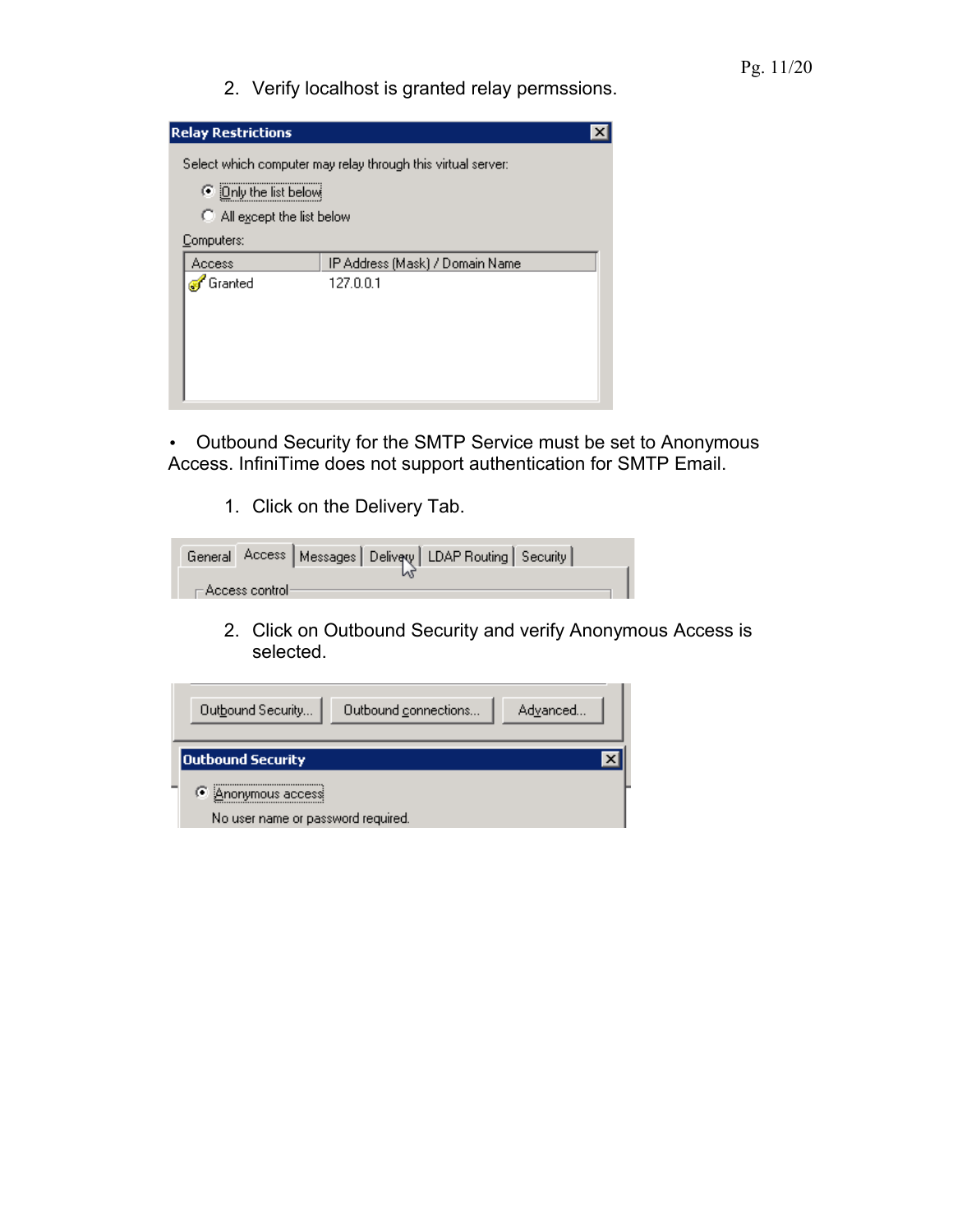2. Verify localhost is granted relay permssions.

Relay Restrictions

Select which computer may relay through this virtual server:

- Only the list below
- All except the list below

Computers:

| Access | IP Address (Mask) / Domain Name |
| --- | --- |
| Granted | 127.0.0.1 |

- Outbound Security for the SMTP Service must be set to Anonymous Access. InfiniTime does not support authentication for SMTP Email.

1. Click on the Delivery Tab.

General | Access | Messages | Delivery | LDAP Routing | Security

Access control

2. Click on Outbound Security and verify Anonymous Access is selected.

Outbound Security... | Outbound connections... | Advanced...

Outbound Security

- Anonymous access

No user name or password required.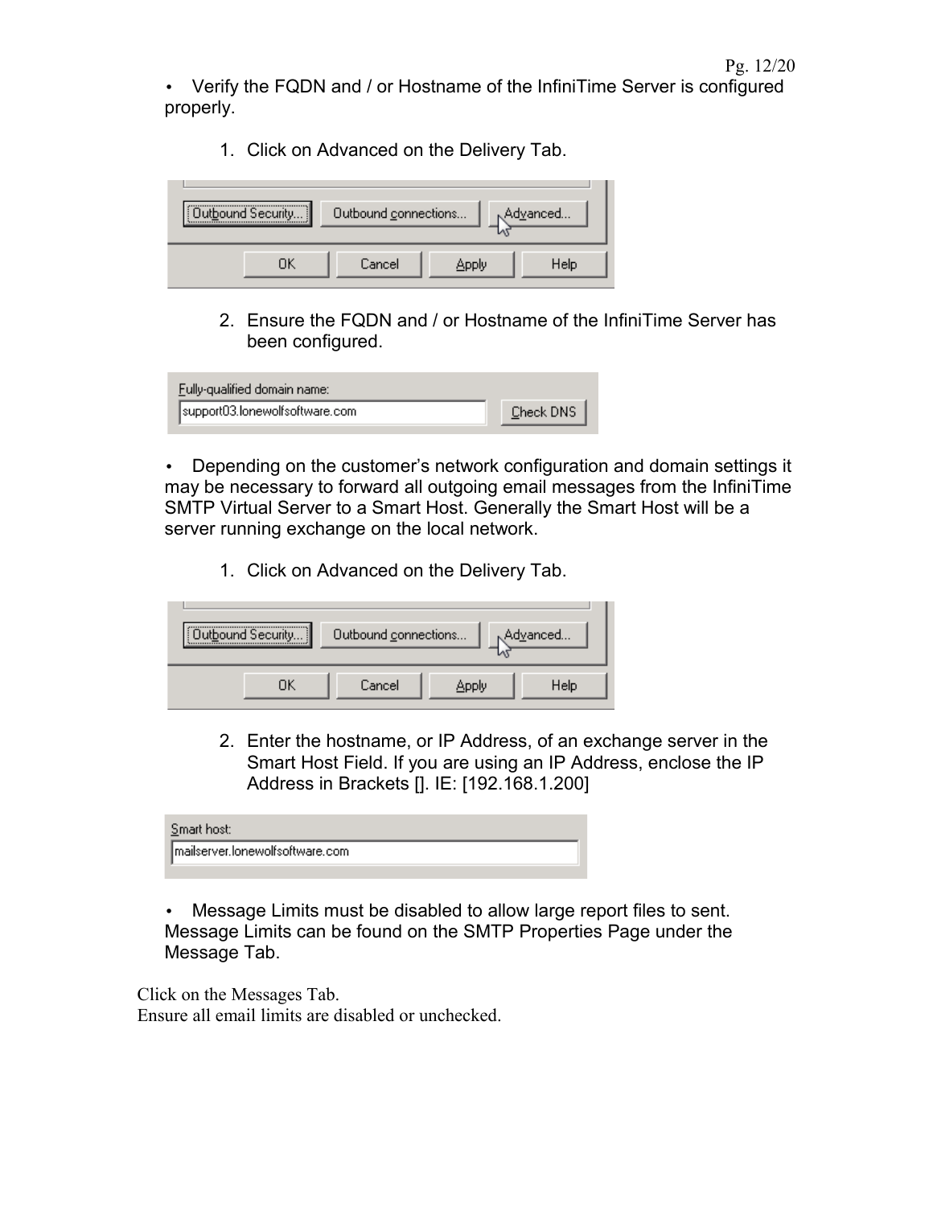- Verify the FQDN and / or Hostname of the InfiniTime Server is configured properly.

  1. Click on Advanced on the Delivery Tab.

  2. Ensure the FQDN and / or Hostname of the InfiniTime Server has been configured.

- Depending on the customer's network configuration and domain settings it may be necessary to forward all outgoing email messages from the InfiniTime SMTP Virtual Server to a Smart Host. Generally the Smart Host will be a server running exchange on the local network.

  1. Click on Advanced on the Delivery Tab.

  2. Enter the hostname, or IP Address, of an exchange server in the Smart Host Field. If you are using an IP Address, enclose the IP Address in Brackets []. IE: [192.168.1.200]

- Message Limits must be disabled to allow large report files to sent. Message Limits can be found on the SMTP Properties Page under the Message Tab.

Click on the Messages Tab.
Ensure all email limits are disabled or unchecked.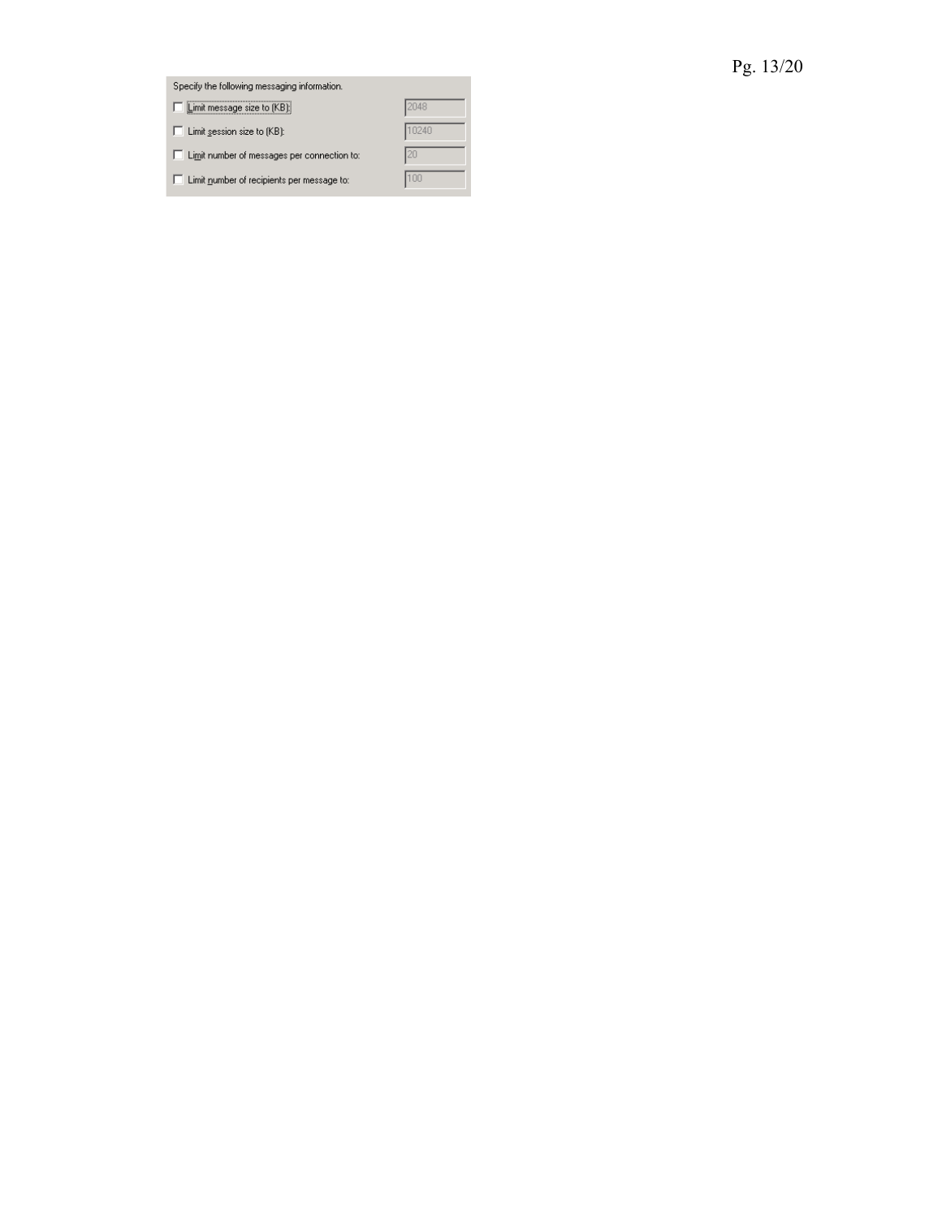Specify the following messaging information.

- [ ] Limit message size to (KB): 2048
- [ ] Limit session size to (KB): 10240
- [ ] Limit number of messages per connection to: 20
- [ ] Limit number of recipients per message to: 100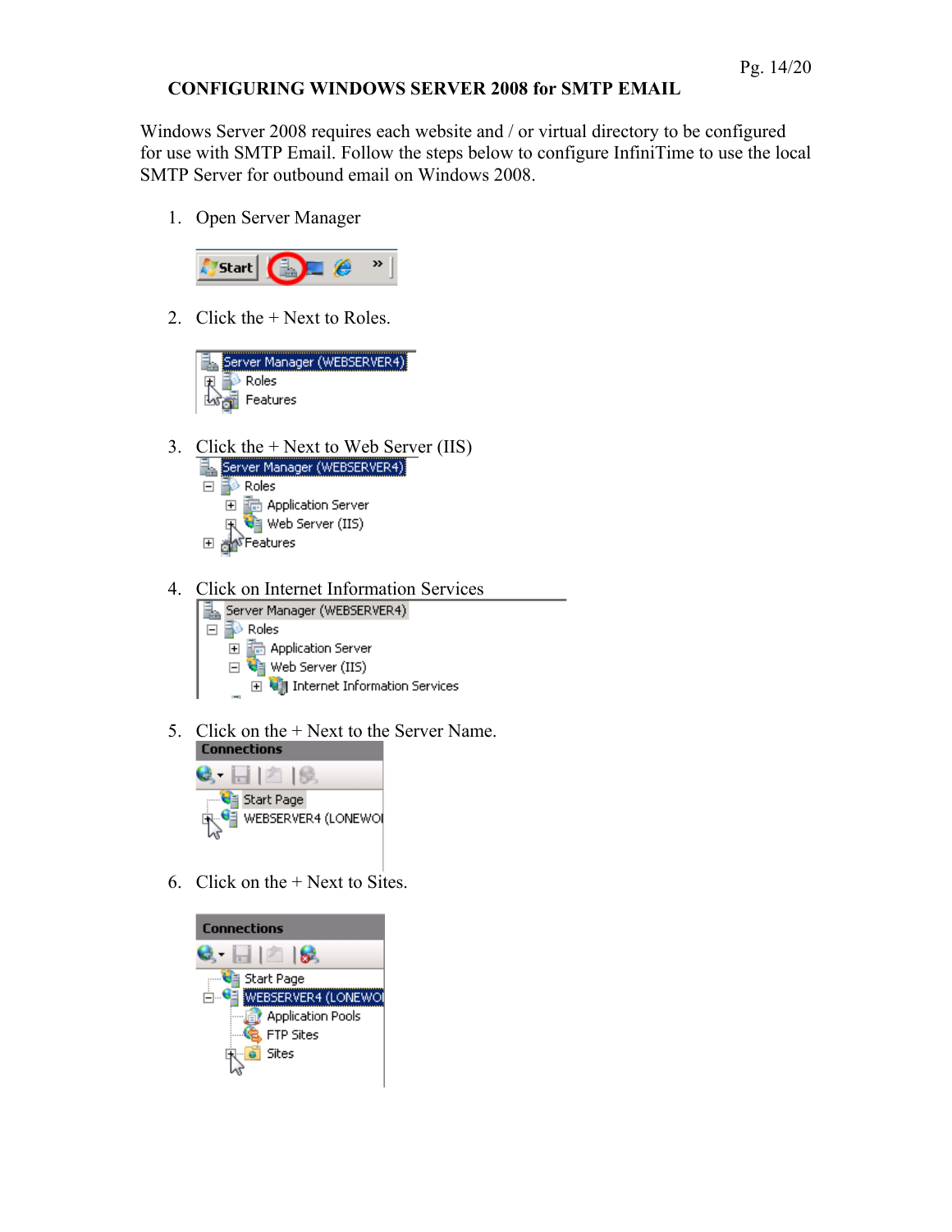## CONFIGURING WINDOWS SERVER 2008 for SMTP EMAIL

Windows Server 2008 requires each website and / or virtual directory to be configured for use with SMTP Email. Follow the steps below to configure InfiniTime to use the local SMTP Server for outbound email on Windows 2008.

1. Open Server Manager

2. Click the + Next to Roles.

3. Click the + Next to Web Server (IIS)

4. Click on Internet Information Services

5. Click on the + Next to the Server Name.

6. Click on the + Next to Sites.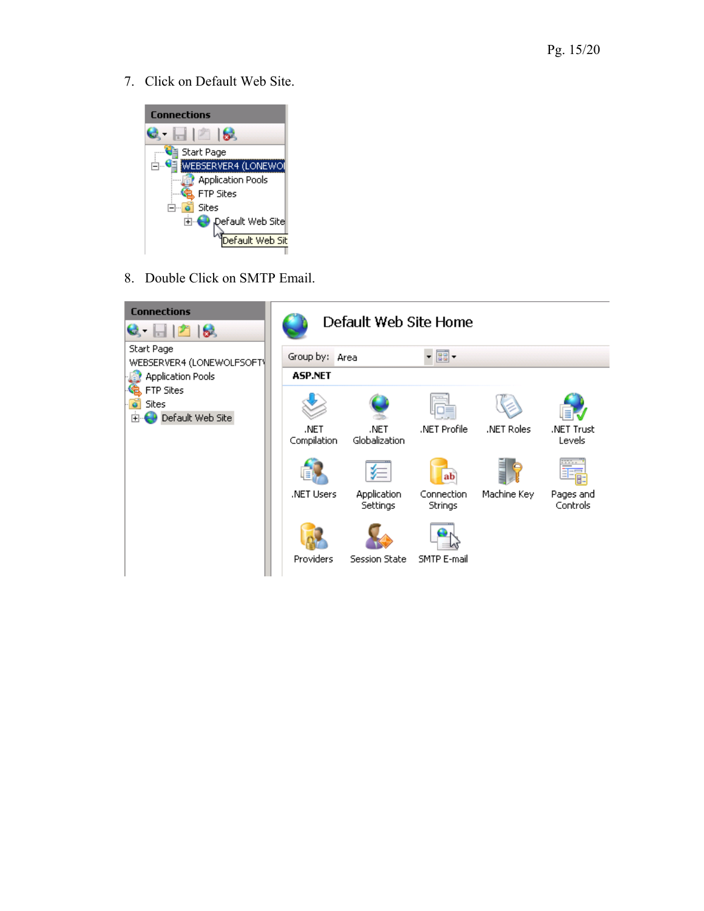7. Click on Default Web Site.

8. Double Click on SMTP Email.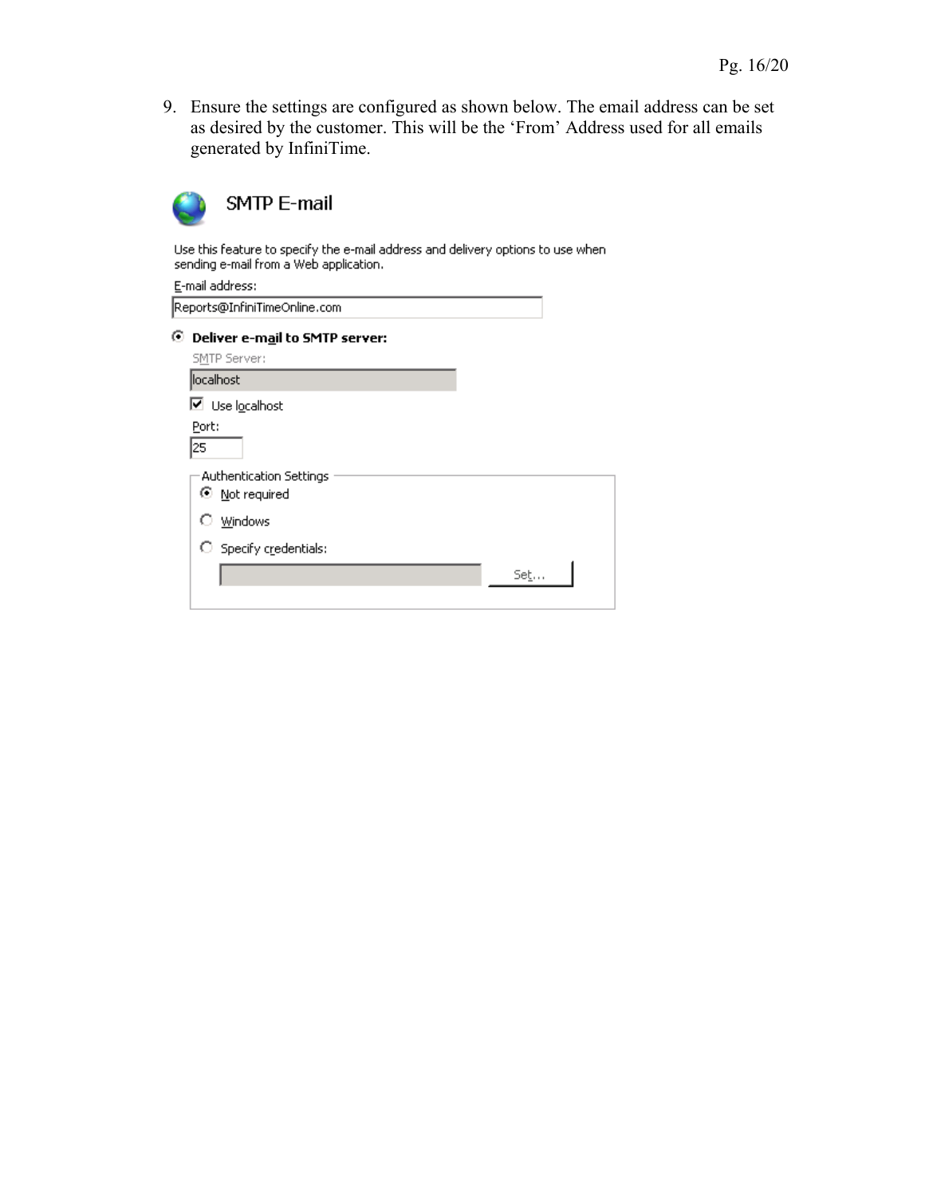9. Ensure the settings are configured as shown below. The email address can be set as desired by the customer. This will be the 'From' Address used for all emails generated by InfiniTime.

SMTP E-mail

Use this feature to specify the e-mail address and delivery options to use when sending e-mail from a Web application.

E-mail address:

Reports@InfiniTimeOnline.com

Deliver e-mail to SMTP server:

SMTP Server:

localhost

Use localhost

Port:

25

Authentication Settings

Not required

Windows

Specify credentials:

Set...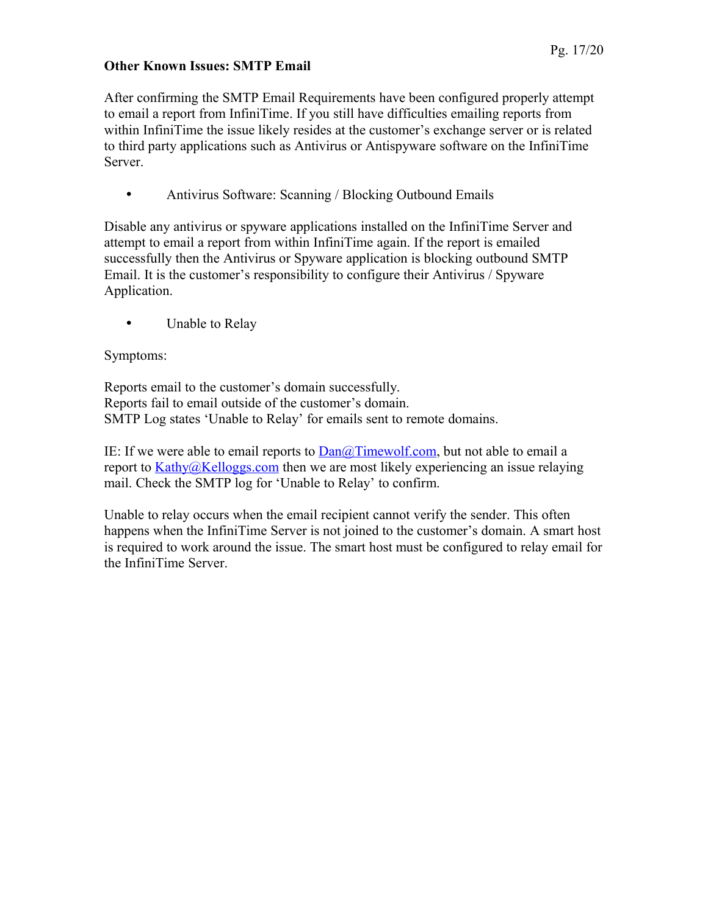**Other Known Issues: SMTP Email**

After confirming the SMTP Email Requirements have been configured properly attempt to email a report from InfiniTime. If you still have difficulties emailing reports from within InfiniTime the issue likely resides at the customer's exchange server or is related to third party applications such as Antivirus or Antispyware software on the InfiniTime Server.

- Antivirus Software: Scanning / Blocking Outbound Emails

Disable any antivirus or spyware applications installed on the InfiniTime Server and attempt to email a report from within InfiniTime again. If the report is emailed successfully then the Antivirus or Spyware application is blocking outbound SMTP Email. It is the customer's responsibility to configure their Antivirus / Spyware Application.

- Unable to Relay

Symptoms:

Reports email to the customer's domain successfully.
Reports fail to email outside of the customer's domain.
SMTP Log states 'Unable to Relay' for emails sent to remote domains.

IE: If we were able to email reports to Dan@Timewolf.com, but not able to email a report to Kathy@Kelloggs.com then we are most likely experiencing an issue relaying mail. Check the SMTP log for 'Unable to Relay' to confirm.

Unable to relay occurs when the email recipient cannot verify the sender. This often happens when the InfiniTime Server is not joined to the customer's domain. A smart host is required to work around the issue. The smart host must be configured to relay email for the InfiniTime Server.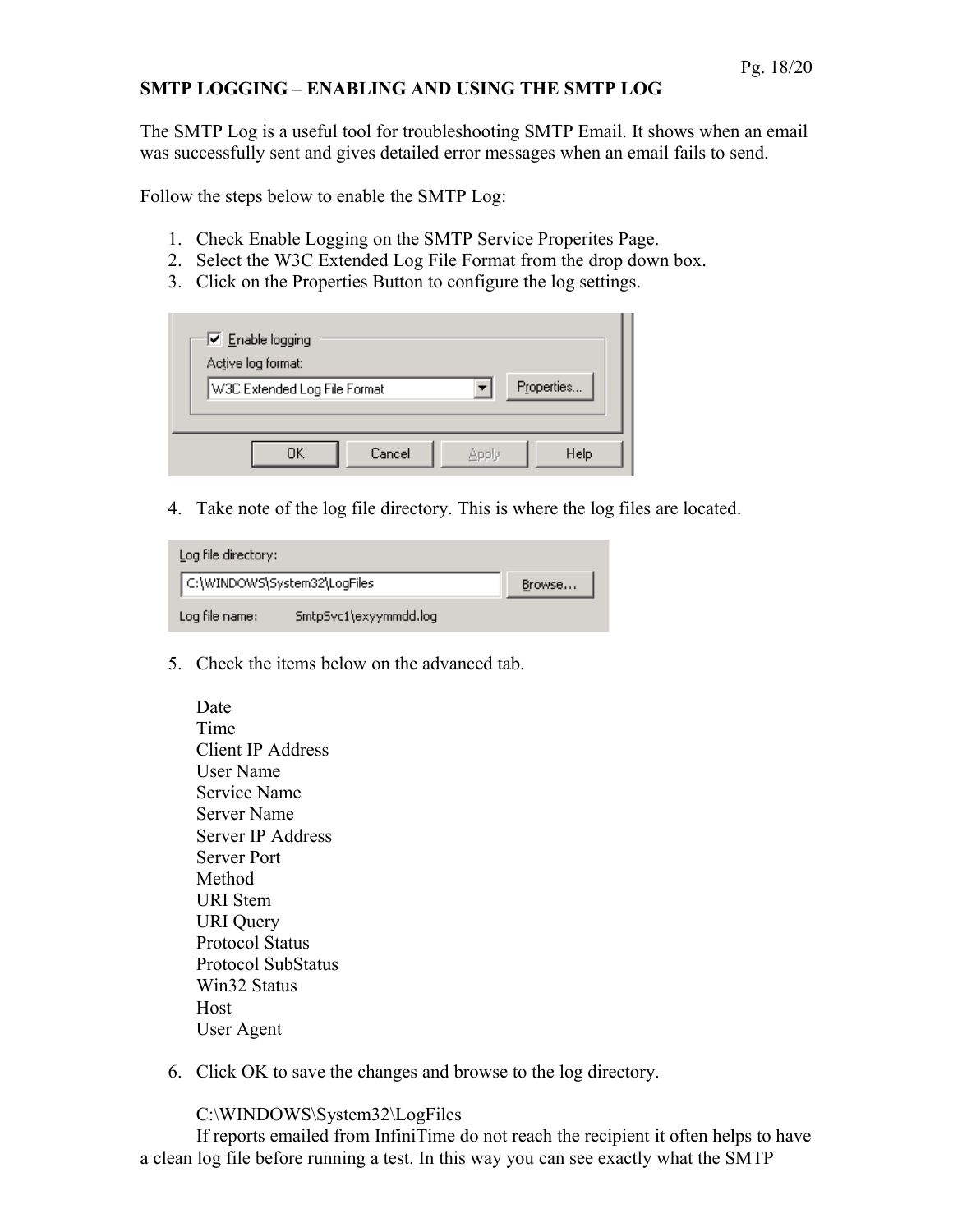## SMTP LOGGING – ENABLING AND USING THE SMTP LOG

The SMTP Log is a useful tool for troubleshooting SMTP Email. It shows when an email was successfully sent and gives detailed error messages when an email fails to send.

Follow the steps below to enable the SMTP Log:

1. Check Enable Logging on the SMTP Service Properites Page.
2. Select the W3C Extended Log File Format from the drop down box.
3. Click on the Properties Button to configure the log settings.

4. Take note of the log file directory. This is where the log files are located.

5. Check the items below on the advanced tab.

   Date
   Time
   Client IP Address
   User Name
   Service Name
   Server Name
   Server IP Address
   Server Port
   Method
   URI Stem
   URI Query
   Protocol Status
   Protocol SubStatus
   Win32 Status
   Host
   User Agent

6. Click OK to save the changes and browse to the log directory.

   C:\WINDOWS\System32\LogFiles

   If reports emailed from InfiniTime do not reach the recipient it often helps to have a clean log file before running a test. In this way you can see exactly what the SMTP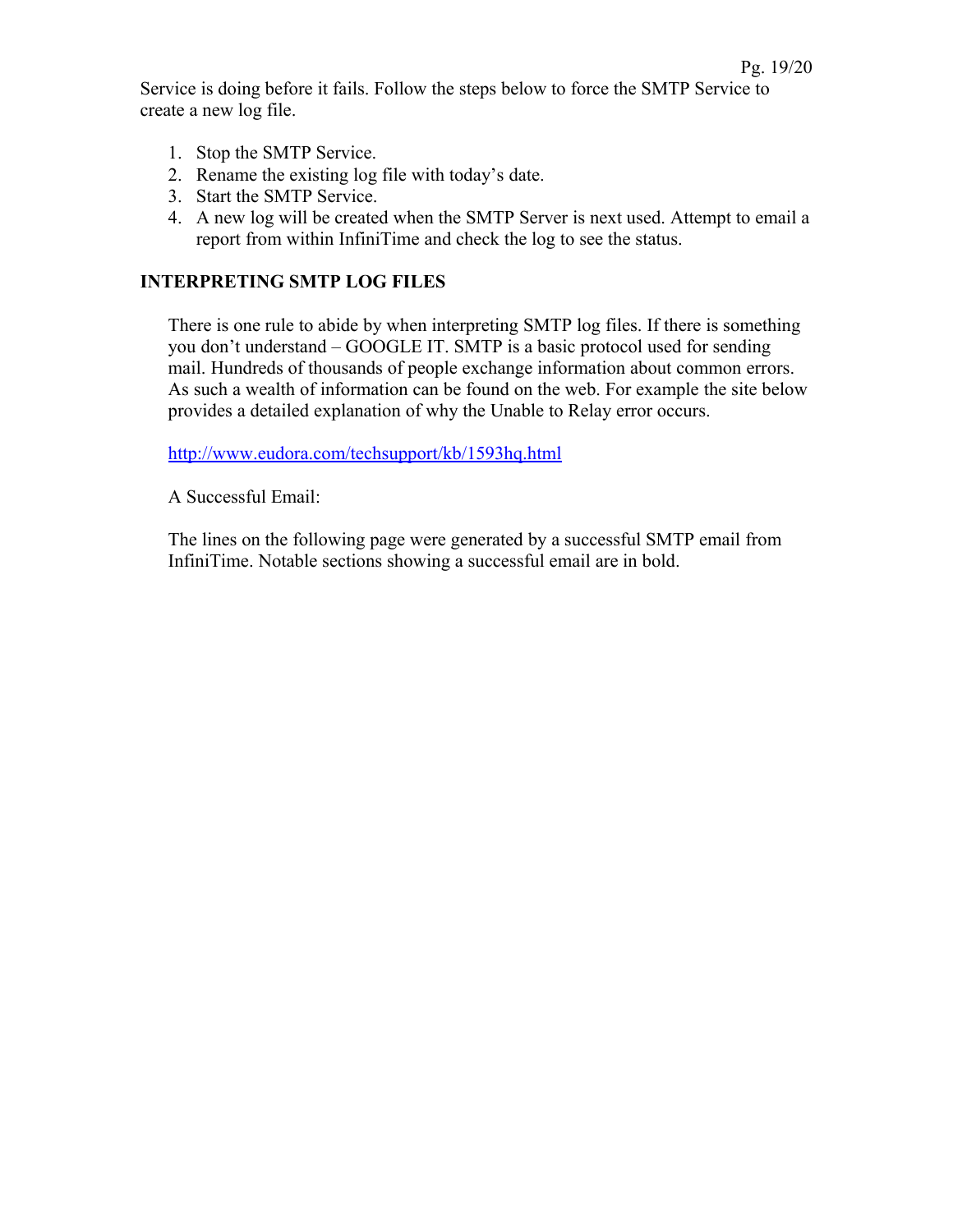Service is doing before it fails. Follow the steps below to force the SMTP Service to create a new log file.

1. Stop the SMTP Service.
2. Rename the existing log file with today's date.
3. Start the SMTP Service.
4. A new log will be created when the SMTP Server is next used. Attempt to email a report from within InfiniTime and check the log to see the status.

**INTERPRETING SMTP LOG FILES**

There is one rule to abide by when interpreting SMTP log files. If there is something you don't understand – GOOGLE IT. SMTP is a basic protocol used for sending mail. Hundreds of thousands of people exchange information about common errors. As such a wealth of information can be found on the web. For example the site below provides a detailed explanation of why the Unable to Relay error occurs.

http://www.eudora.com/techsupport/kb/1593hq.html

A Successful Email:

The lines on the following page were generated by a successful SMTP email from InfiniTime. Notable sections showing a successful email are in bold.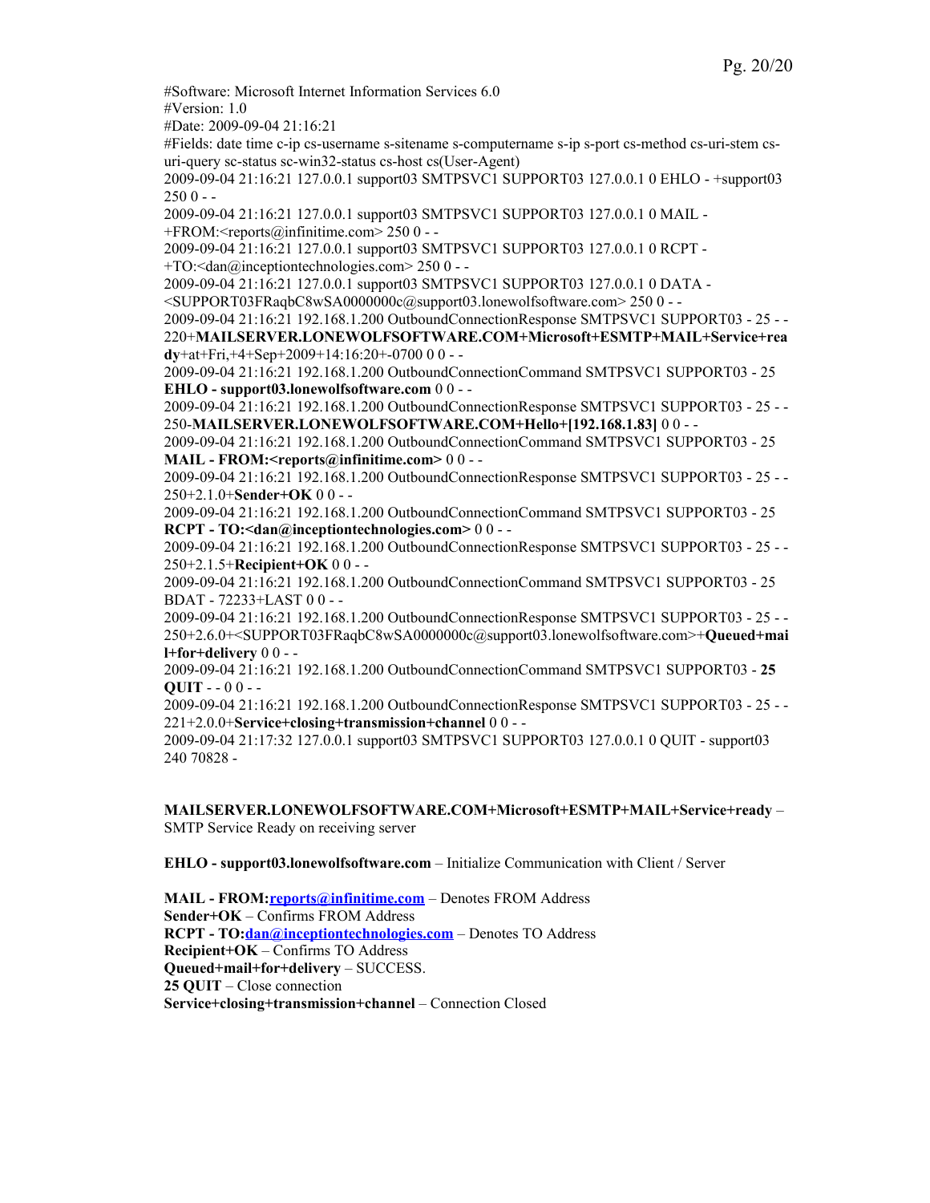#Software: Microsoft Internet Information Services 6.0
#Version: 1.0
#Date: 2009-09-04 21:16:21
#Fields: date time c-ip cs-username s-sitename s-computername s-ip s-port cs-method cs-uri-stem cs-uri-query sc-status sc-win32-status cs-host cs(User-Agent)
2009-09-04 21:16:21 127.0.0.1 support03 SMTPSVC1 SUPPORT03 127.0.0.1 0 EHLO - +support03 250 0 - -
2009-09-04 21:16:21 127.0.0.1 support03 SMTPSVC1 SUPPORT03 127.0.0.1 0 MAIL - +FROM:<reports@infinitime.com> 250 0 - -
2009-09-04 21:16:21 127.0.0.1 support03 SMTPSVC1 SUPPORT03 127.0.0.1 0 RCPT - +TO:<dan@inceptiontechnologies.com> 250 0 - -
2009-09-04 21:16:21 127.0.0.1 support03 SMTPSVC1 SUPPORT03 127.0.0.1 0 DATA - <SUPPORT03FRaqbC8wSA0000000c@support03.lonewolfsoftware.com> 250 0 - -
2009-09-04 21:16:21 192.168.1.200 OutboundConnectionResponse SMTPSVC1 SUPPORT03 - 25 - - 220+**MAILSERVER.LONEWOLFSOFTWARE.COM+Microsoft+ESMTP+MAIL+Service+ready**+at+Fri,+4+Sep+2009+14:16:20+-0700 0 0 - -
2009-09-04 21:16:21 192.168.1.200 OutboundConnectionCommand SMTPSVC1 SUPPORT03 - 25 **EHLO - support03.lonewolfsoftware.com** 0 0 - -
2009-09-04 21:16:21 192.168.1.200 OutboundConnectionResponse SMTPSVC1 SUPPORT03 - 25 - - 250-**MAILSERVER.LONEWOLFSOFTWARE.COM+Hello+[192.168.1.83]** 0 0 - -
2009-09-04 21:16:21 192.168.1.200 OutboundConnectionCommand SMTPSVC1 SUPPORT03 - 25 **MAIL - FROM:<reports@infinitime.com>** 0 0 - -
2009-09-04 21:16:21 192.168.1.200 OutboundConnectionResponse SMTPSVC1 SUPPORT03 - 25 - - 250+2.1.0+**Sender+OK** 0 0 - -
2009-09-04 21:16:21 192.168.1.200 OutboundConnectionCommand SMTPSVC1 SUPPORT03 - 25 **RCPT - TO:<dan@inceptiontechnologies.com>** 0 0 - -
2009-09-04 21:16:21 192.168.1.200 OutboundConnectionResponse SMTPSVC1 SUPPORT03 - 25 - - 250+2.1.5+**Recipient+OK** 0 0 - -
2009-09-04 21:16:21 192.168.1.200 OutboundConnectionCommand SMTPSVC1 SUPPORT03 - 25 BDAT - 72233+LAST 0 0 - -
2009-09-04 21:16:21 192.168.1.200 OutboundConnectionResponse SMTPSVC1 SUPPORT03 - 25 - - 250+2.6.0+<SUPPORT03FRaqbC8wSA0000000c@support03.lonewolfsoftware.com>+**Queued+mail+for+delivery** 0 0 - -
2009-09-04 21:16:21 192.168.1.200 OutboundConnectionCommand SMTPSVC1 SUPPORT03 - **25 QUIT** - - 0 0 - -
2009-09-04 21:16:21 192.168.1.200 OutboundConnectionResponse SMTPSVC1 SUPPORT03 - 25 - - 221+2.0.0+**Service+closing+transmission+channel** 0 0 - -
2009-09-04 21:17:32 127.0.0.1 support03 SMTPSVC1 SUPPORT03 127.0.0.1 0 QUIT - support03 240 70828 -

**MAILSERVER.LONEWOLFSOFTWARE.COM+Microsoft+ESMTP+MAIL+Service+ready** – SMTP Service Ready on receiving server

**EHLO - support03.lonewolfsoftware.com** – Initialize Communication with Client / Server

**MAIL - FROM:reports@infinitime.com** – Denotes FROM Address
**Sender+OK** – Confirms FROM Address
**RCPT - TO:dan@inceptiontechnologies.com** – Denotes TO Address
**Recipient+OK** – Confirms TO Address
**Queued+mail+for+delivery** – SUCCESS.
**25 QUIT** – Close connection
**Service+closing+transmission+channel** – Connection Closed